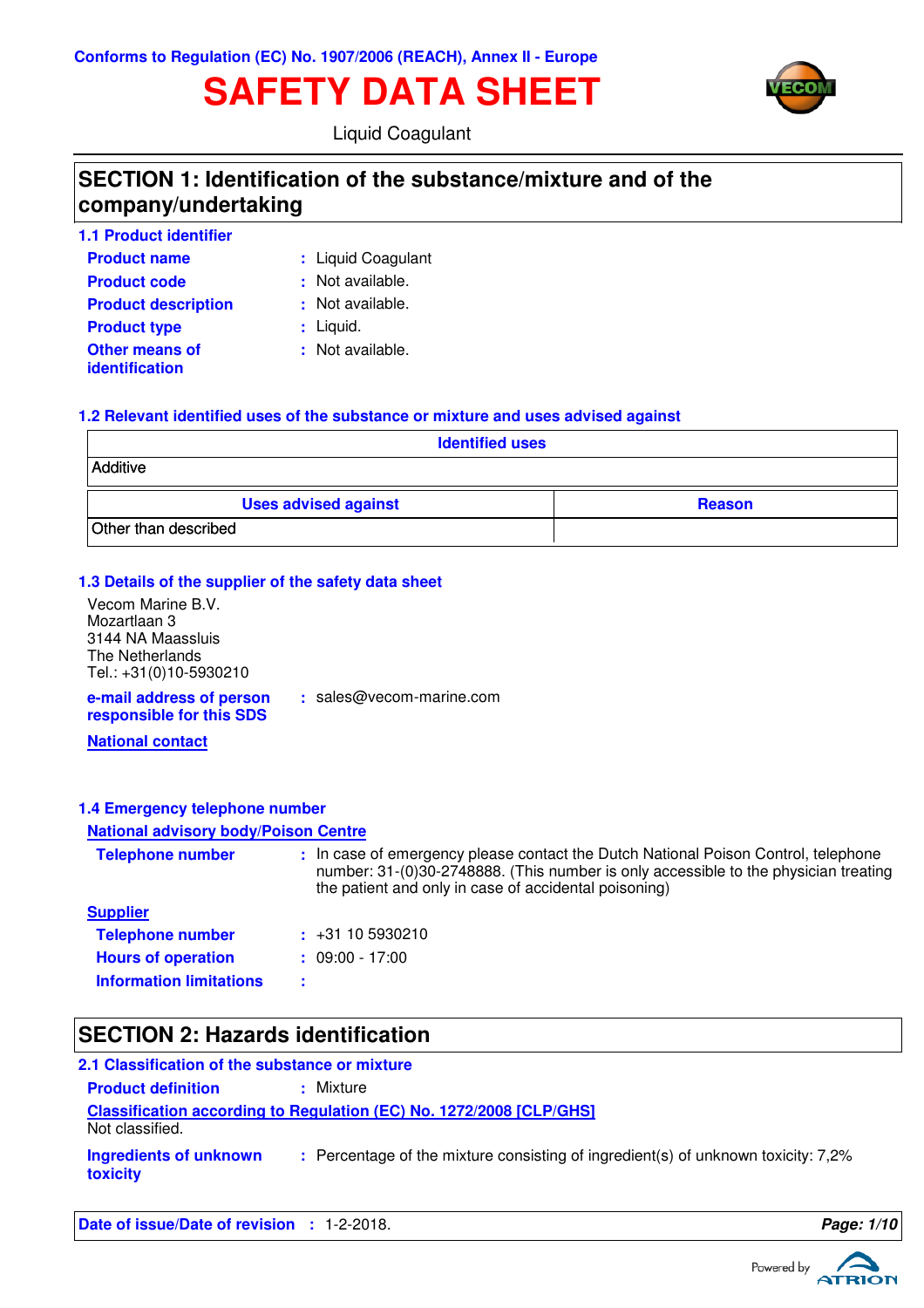Conforms to Regulation (EC) No. 1907/2006 (REACH), Annex II - Europe

# SAFETY DATA SHEET

Liquid Coagulant

## SECTION 1: Identification of the substance/mixture and of the company/undertaking

### 1.1 Product identifier

**Product name** : Liquid Coagulant

**Product code** : Not available.

**Product description** : Not available.

**Product type** : Liquid.

**Other means of identification** : Not available.

### 1.2 Relevant identified uses of the substance or mixture and uses advised against

| Identified uses |
|---|
| Additive |

| Uses advised against | Reason |
|---|---|
| Other than described | |

### 1.3 Details of the supplier of the safety data sheet

Vecom Marine B.V.
Mozartlaan 3
3144 NA Maassluis
The Netherlands
Tel.: +31(0)10-5930210

**e-mail address of person responsible for this SDS** : sales@vecom-marine.com

**National contact**

### 1.4 Emergency telephone number

**National advisory body/Poison Centre**

**Telephone number** : In case of emergency please contact the Dutch National Poison Control, telephone number: 31-(0)30-2748888. (This number is only accessible to the physician treating the patient and only in case of accidental poisoning)

**Supplier**

**Telephone number** : +31 10 5930210

**Hours of operation** : 09:00 - 17:00

**Information limitations** :

## SECTION 2: Hazards identification

### 2.1 Classification of the substance or mixture

**Product definition** : Mixture

**Classification according to Regulation (EC) No. 1272/2008 [CLP/GHS]**

Not classified.

**Ingredients of unknown toxicity** : Percentage of the mixture consisting of ingredient(s) of unknown toxicity: 7,2%

**Date of issue/Date of revision** : 1-2-2018.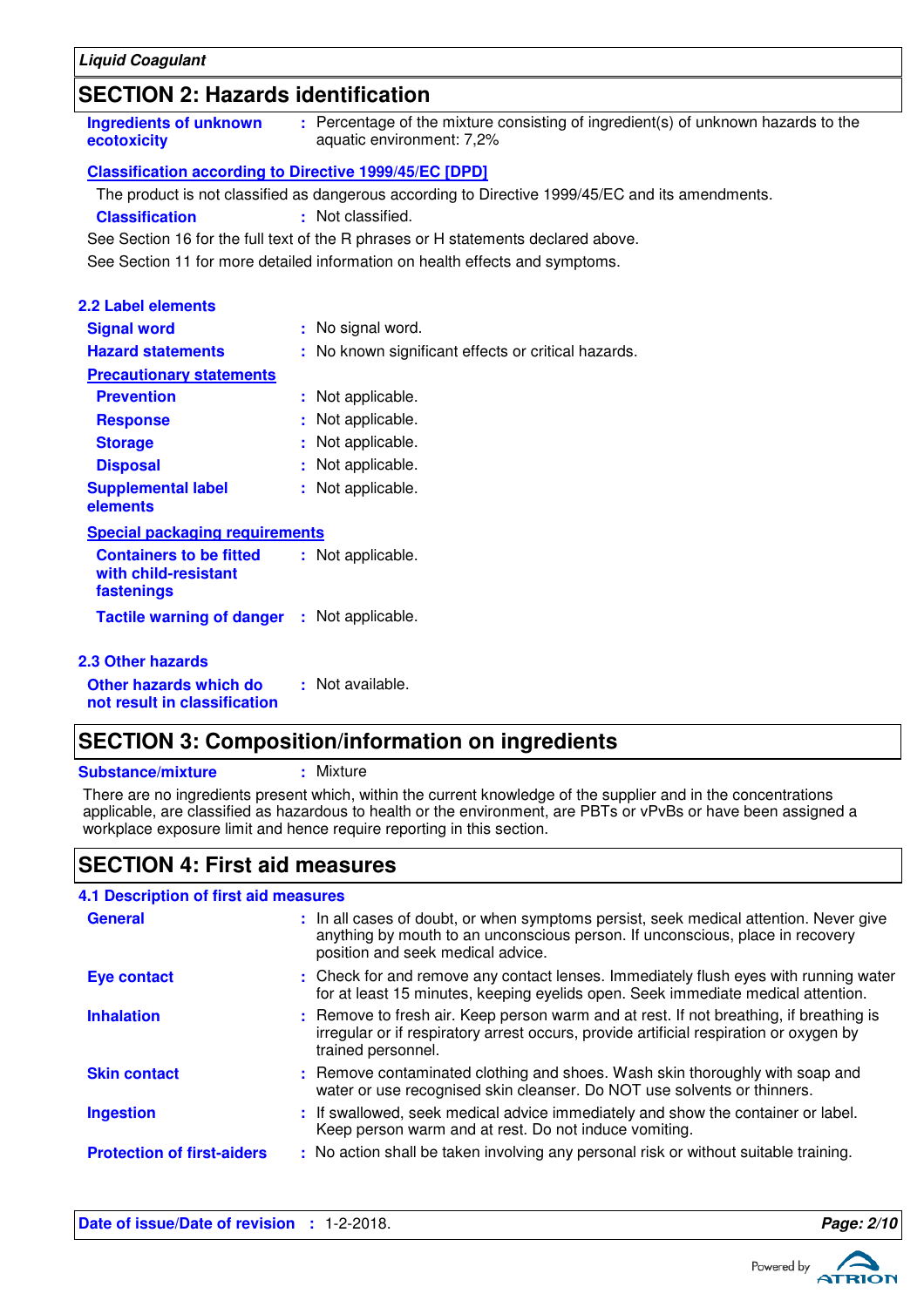## SECTION 2: Hazards identification

**Ingredients of unknown ecotoxicity** : Percentage of the mixture consisting of ingredient(s) of unknown hazards to the aquatic environment: 7,2%

**Classification according to Directive 1999/45/EC [DPD]**

The product is not classified as dangerous according to Directive 1999/45/EC and its amendments.

**Classification** : Not classified.

See Section 16 for the full text of the R phrases or H statements declared above.

See Section 11 for more detailed information on health effects and symptoms.

### 2.2 Label elements

**Signal word** : No signal word.

**Hazard statements** : No known significant effects or critical hazards.

**Precautionary statements**

**Prevention** : Not applicable.

**Response** : Not applicable.

**Storage** : Not applicable.

**Disposal** : Not applicable.

**Supplemental label elements** : Not applicable.

**Special packaging requirements**

**Containers to be fitted with child-resistant fastenings** : Not applicable.

**Tactile warning of danger** : Not applicable.

### 2.3 Other hazards

**Other hazards which do not result in classification** : Not available.

## SECTION 3: Composition/information on ingredients

**Substance/mixture** : Mixture

There are no ingredients present which, within the current knowledge of the supplier and in the concentrations applicable, are classified as hazardous to health or the environment, are PBTs or vPvBs or have been assigned a workplace exposure limit and hence require reporting in this section.

## SECTION 4: First aid measures

### 4.1 Description of first aid measures

**General** : In all cases of doubt, or when symptoms persist, seek medical attention. Never give anything by mouth to an unconscious person. If unconscious, place in recovery position and seek medical advice.

**Eye contact** : Check for and remove any contact lenses. Immediately flush eyes with running water for at least 15 minutes, keeping eyelids open. Seek immediate medical attention.

**Inhalation** : Remove to fresh air. Keep person warm and at rest. If not breathing, if breathing is irregular or if respiratory arrest occurs, provide artificial respiration or oxygen by trained personnel.

**Skin contact** : Remove contaminated clothing and shoes. Wash skin thoroughly with soap and water or use recognised skin cleanser. Do NOT use solvents or thinners.

**Ingestion** : If swallowed, seek medical advice immediately and show the container or label. Keep person warm and at rest. Do not induce vomiting.

**Protection of first-aiders** : No action shall be taken involving any personal risk or without suitable training.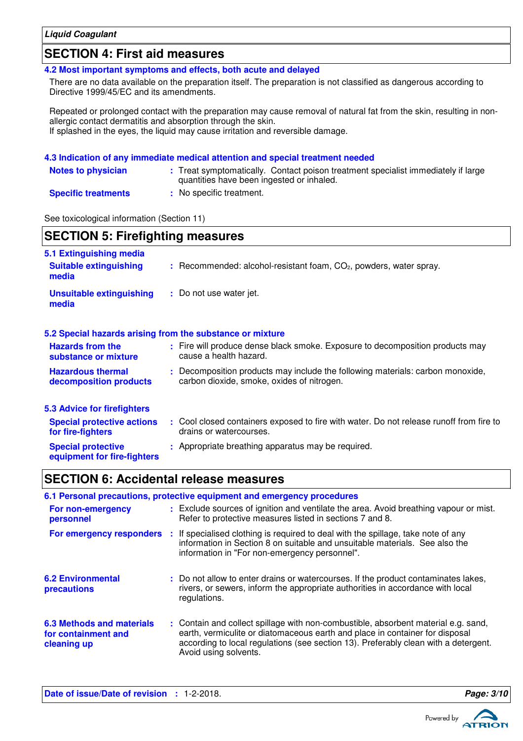## SECTION 4: First aid measures

### 4.2 Most important symptoms and effects, both acute and delayed

There are no data available on the preparation itself. The preparation is not classified as dangerous according to Directive 1999/45/EC and its amendments.

Repeated or prolonged contact with the preparation may cause removal of natural fat from the skin, resulting in non-allergic contact dermatitis and absorption through the skin.
If splashed in the eyes, the liquid may cause irritation and reversible damage.

### 4.3 Indication of any immediate medical attention and special treatment needed

**Notes to physician** : Treat symptomatically. Contact poison treatment specialist immediately if large quantities have been ingested or inhaled.

**Specific treatments** : No specific treatment.

See toxicological information (Section 11)

## SECTION 5: Firefighting measures

### 5.1 Extinguishing media

**Suitable extinguishing media** : Recommended: alcohol-resistant foam, $CO_2$, powders, water spray.

**Unsuitable extinguishing media** : Do not use water jet.

### 5.2 Special hazards arising from the substance or mixture

**Hazards from the substance or mixture** : Fire will produce dense black smoke. Exposure to decomposition products may cause a health hazard.

**Hazardous thermal decomposition products** : Decomposition products may include the following materials: carbon monoxide, carbon dioxide, smoke, oxides of nitrogen.

### 5.3 Advice for firefighters

**Special protective actions for fire-fighters** : Cool closed containers exposed to fire with water. Do not release runoff from fire to drains or watercourses.

**Special protective equipment for fire-fighters** : Appropriate breathing apparatus may be required.

## SECTION 6: Accidental release measures

### 6.1 Personal precautions, protective equipment and emergency procedures

**For non-emergency personnel** : Exclude sources of ignition and ventilate the area. Avoid breathing vapour or mist. Refer to protective measures listed in sections 7 and 8.

**For emergency responders** : If specialised clothing is required to deal with the spillage, take note of any information in Section 8 on suitable and unsuitable materials. See also the information in "For non-emergency personnel".

**6.2 Environmental precautions** : Do not allow to enter drains or watercourses. If the product contaminates lakes, rivers, or sewers, inform the appropriate authorities in accordance with local regulations.

**6.3 Methods and materials for containment and cleaning up** : Contain and collect spillage with non-combustible, absorbent material e.g. sand, earth, vermiculite or diatomaceous earth and place in container for disposal according to local regulations (see section 13). Preferably clean with a detergent. Avoid using solvents.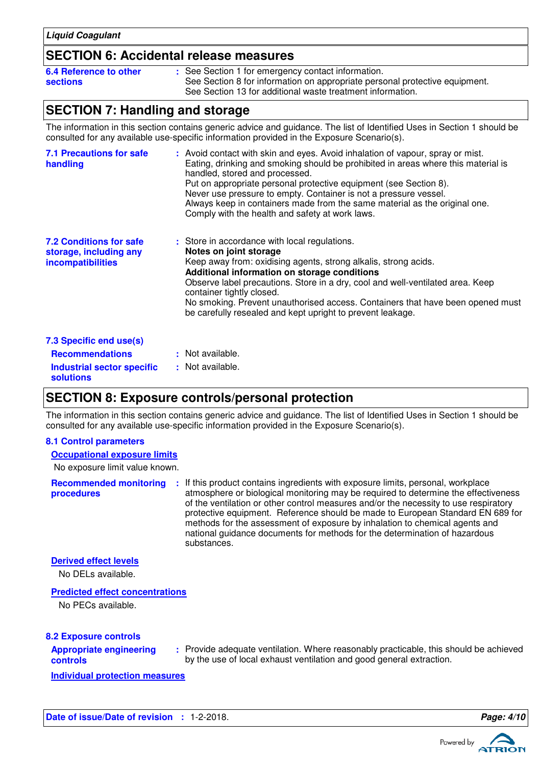## SECTION 6: Accidental release measures

**6.4 Reference to other sections** : See Section 1 for emergency contact information.
See Section 8 for information on appropriate personal protective equipment.
See Section 13 for additional waste treatment information.

## SECTION 7: Handling and storage

The information in this section contains generic advice and guidance. The list of Identified Uses in Section 1 should be consulted for any available use-specific information provided in the Exposure Scenario(s).

**7.1 Precautions for safe handling** : Avoid contact with skin and eyes. Avoid inhalation of vapour, spray or mist. Eating, drinking and smoking should be prohibited in areas where this material is handled, stored and processed.
Put on appropriate personal protective equipment (see Section 8).
Never use pressure to empty. Container is not a pressure vessel.
Always keep in containers made from the same material as the original one.
Comply with the health and safety at work laws.

**7.2 Conditions for safe storage, including any incompatibilities** : Store in accordance with local regulations.

**Notes on joint storage**

Keep away from: oxidising agents, strong alkalis, strong acids.

**Additional information on storage conditions**

Observe label precautions. Store in a dry, cool and well-ventilated area. Keep container tightly closed.
No smoking. Prevent unauthorised access. Containers that have been opened must be carefully resealed and kept upright to prevent leakage.

**7.3 Specific end use(s)**

**Recommendations** : Not available.

**Industrial sector specific solutions** : Not available.

## SECTION 8: Exposure controls/personal protection

The information in this section contains generic advice and guidance. The list of Identified Uses in Section 1 should be consulted for any available use-specific information provided in the Exposure Scenario(s).

**8.1 Control parameters**

**Occupational exposure limits**

No exposure limit value known.

**Recommended monitoring procedures** : If this product contains ingredients with exposure limits, personal, workplace atmosphere or biological monitoring may be required to determine the effectiveness of the ventilation or other control measures and/or the necessity to use respiratory protective equipment. Reference should be made to European Standard EN 689 for methods for the assessment of exposure by inhalation to chemical agents and national guidance documents for methods for the determination of hazardous substances.

**Derived effect levels**

No DELs available.

**Predicted effect concentrations**

No PECs available.

**8.2 Exposure controls**

**Appropriate engineering controls** : Provide adequate ventilation. Where reasonably practicable, this should be achieved by the use of local exhaust ventilation and good general extraction.

**Individual protection measures**

**Date of issue/Date of revision** : 1-2-2018.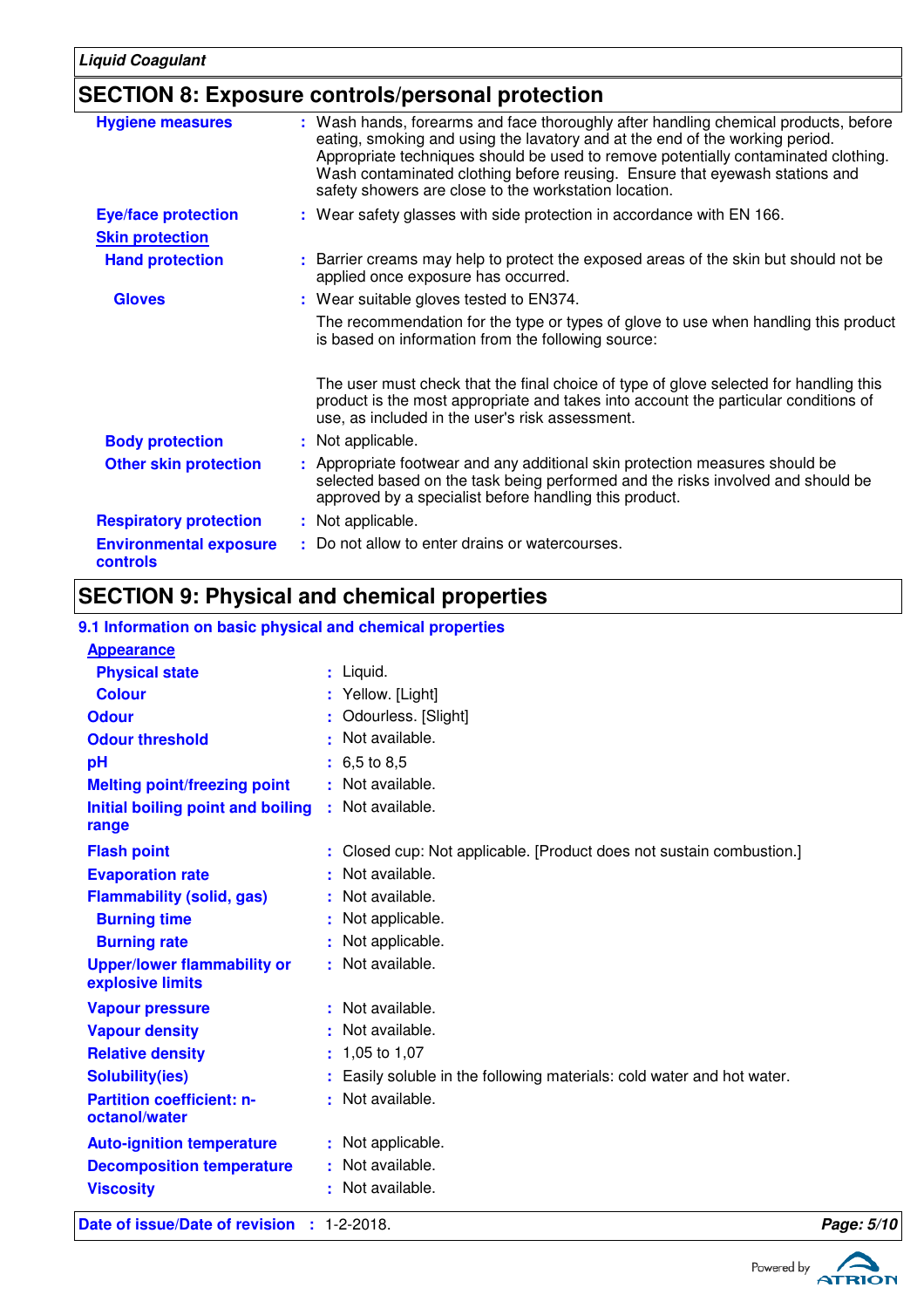## SECTION 8: Exposure controls/personal protection

| | |
|---|---|
| **Hygiene measures** | : Wash hands, forearms and face thoroughly after handling chemical products, before eating, smoking and using the lavatory and at the end of the working period. Appropriate techniques should be used to remove potentially contaminated clothing. Wash contaminated clothing before reusing. Ensure that eyewash stations and safety showers are close to the workstation location. |
| **Eye/face protection** | : Wear safety glasses with side protection in accordance with EN 166. |
| **Skin protection** | |
| **Hand protection** | : Barrier creams may help to protect the exposed areas of the skin but should not be applied once exposure has occurred. |
| **Gloves** | : Wear suitable gloves tested to EN374.<br>The recommendation for the type or types of glove to use when handling this product is based on information from the following source:<br><br>The user must check that the final choice of type of glove selected for handling this product is the most appropriate and takes into account the particular conditions of use, as included in the user's risk assessment. |
| **Body protection** | : Not applicable. |
| **Other skin protection** | : Appropriate footwear and any additional skin protection measures should be selected based on the task being performed and the risks involved and should be approved by a specialist before handling this product. |
| **Respiratory protection** | : Not applicable. |
| **Environmental exposure controls** | : Do not allow to enter drains or watercourses. |

## SECTION 9: Physical and chemical properties

### 9.1 Information on basic physical and chemical properties

| | |
|---|---|
| **Appearance** | |
| **Physical state** | : Liquid. |
| **Colour** | : Yellow. [Light] |
| **Odour** | : Odourless. [Slight] |
| **Odour threshold** | : Not available. |
| **pH** | : 6,5 to 8,5 |
| **Melting point/freezing point** | : Not available. |
| **Initial boiling point and boiling range** | : Not available. |
| **Flash point** | : Closed cup: Not applicable. [Product does not sustain combustion.] |
| **Evaporation rate** | : Not available. |
| **Flammability (solid, gas)** | : Not available. |
| **Burning time** | : Not applicable. |
| **Burning rate** | : Not applicable. |
| **Upper/lower flammability or explosive limits** | : Not available. |
| **Vapour pressure** | : Not available. |
| **Vapour density** | : Not available. |
| **Relative density** | : 1,05 to 1,07 |
| **Solubility(ies)** | : Easily soluble in the following materials: cold water and hot water. |
| **Partition coefficient: n-octanol/water** | : Not available. |
| **Auto-ignition temperature** | : Not applicable. |
| **Decomposition temperature** | : Not available. |
| **Viscosity** | : Not available. |

**Date of issue/Date of revision** : 1-2-2018.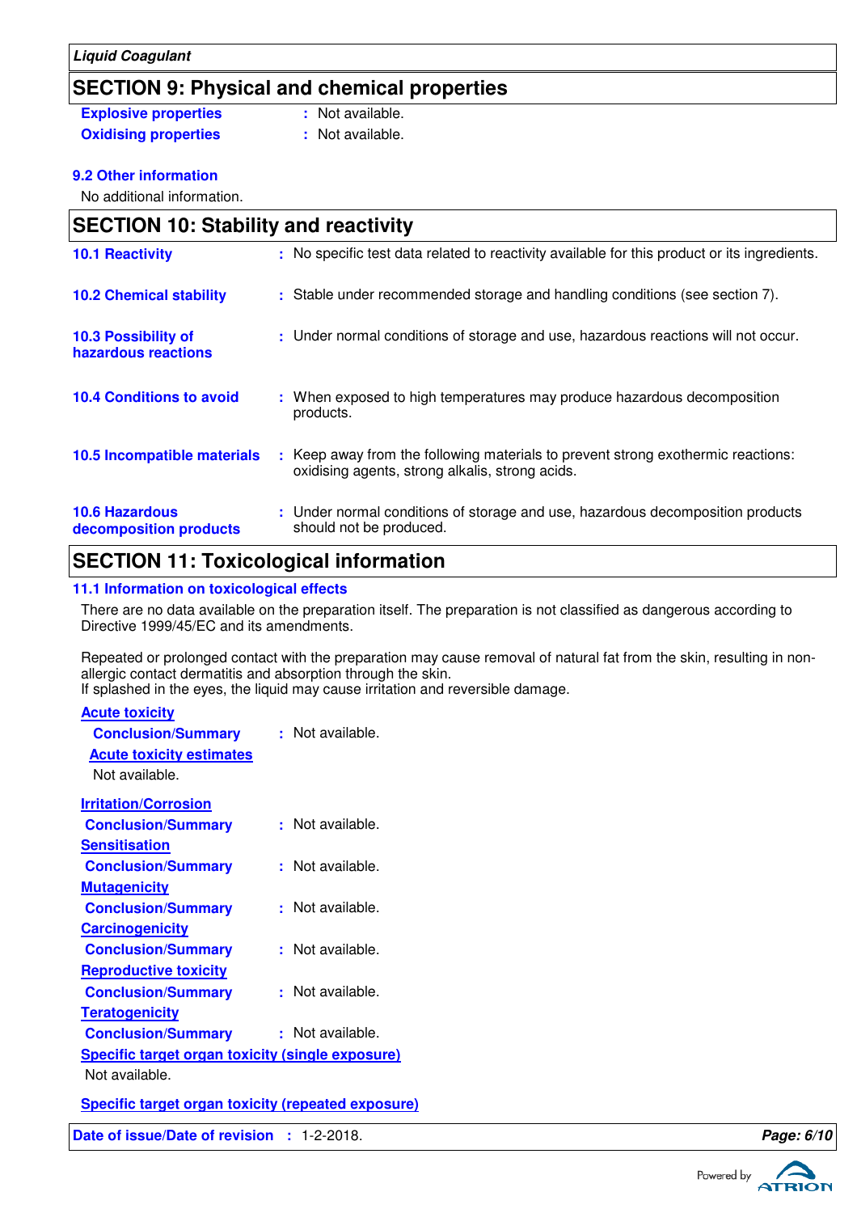## SECTION 9: Physical and chemical properties

**Explosive properties** : Not available.

**Oxidising properties** : Not available.

### 9.2 Other information

No additional information.

## SECTION 10: Stability and reactivity

**10.1 Reactivity** : No specific test data related to reactivity available for this product or its ingredients.

**10.2 Chemical stability** : Stable under recommended storage and handling conditions (see section 7).

**10.3 Possibility of hazardous reactions** : Under normal conditions of storage and use, hazardous reactions will not occur.

**10.4 Conditions to avoid** : When exposed to high temperatures may produce hazardous decomposition products.

**10.5 Incompatible materials** : Keep away from the following materials to prevent strong exothermic reactions: oxidising agents, strong alkalis, strong acids.

**10.6 Hazardous decomposition products** : Under normal conditions of storage and use, hazardous decomposition products should not be produced.

## SECTION 11: Toxicological information

### 11.1 Information on toxicological effects

There are no data available on the preparation itself. The preparation is not classified as dangerous according to Directive 1999/45/EC and its amendments.

Repeated or prolonged contact with the preparation may cause removal of natural fat from the skin, resulting in non-allergic contact dermatitis and absorption through the skin.
If splashed in the eyes, the liquid may cause irritation and reversible damage.

**Acute toxicity**

**Conclusion/Summary** : Not available.

**Acute toxicity estimates**

Not available.

**Irritation/Corrosion**

**Conclusion/Summary** : Not available.

**Sensitisation**

**Conclusion/Summary** : Not available.

**Mutagenicity**

**Conclusion/Summary** : Not available.

**Carcinogenicity**

**Conclusion/Summary** : Not available.

**Reproductive toxicity**

**Conclusion/Summary** : Not available.

**Teratogenicity**

**Conclusion/Summary** : Not available.

**Specific target organ toxicity (single exposure)**

Not available.

**Specific target organ toxicity (repeated exposure)**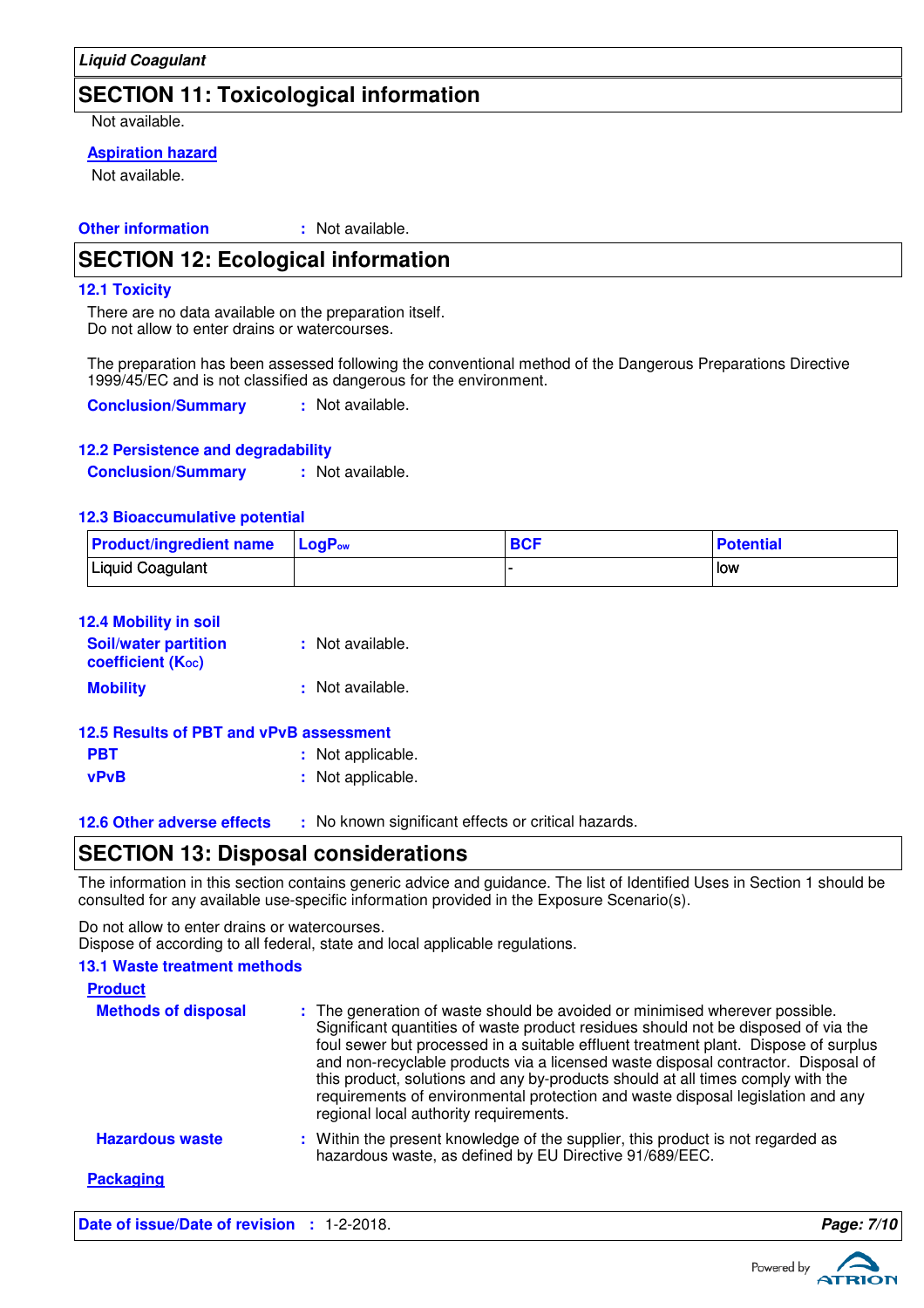## SECTION 11: Toxicological information

Not available.

**Aspiration hazard**

Not available.

**Other information** : Not available.

## SECTION 12: Ecological information

### 12.1 Toxicity

There are no data available on the preparation itself.
Do not allow to enter drains or watercourses.

The preparation has been assessed following the conventional method of the Dangerous Preparations Directive 1999/45/EC and is not classified as dangerous for the environment.

**Conclusion/Summary** : Not available.

### 12.2 Persistence and degradability

**Conclusion/Summary** : Not available.

### 12.3 Bioaccumulative potential

| Product/ingredient name | $LogP_{ow}$ | BCF | Potential |
|---|---|---|---|
| Liquid Coagulant | | - | low |

### 12.4 Mobility in soil

**Soil/water partition coefficient ($K_{OC}$)** : Not available.

**Mobility** : Not available.

### 12.5 Results of PBT and vPvB assessment

**PBT** : Not applicable.

**vPvB** : Not applicable.

### 12.6 Other adverse effects

: No known significant effects or critical hazards.

## SECTION 13: Disposal considerations

The information in this section contains generic advice and guidance. The list of Identified Uses in Section 1 should be consulted for any available use-specific information provided in the Exposure Scenario(s).

Do not allow to enter drains or watercourses.
Dispose of according to all federal, state and local applicable regulations.

### 13.1 Waste treatment methods

**Product**

**Methods of disposal** : The generation of waste should be avoided or minimised wherever possible. Significant quantities of waste product residues should not be disposed of via the foul sewer but processed in a suitable effluent treatment plant. Dispose of surplus and non-recyclable products via a licensed waste disposal contractor. Disposal of this product, solutions and any by-products should at all times comply with the requirements of environmental protection and waste disposal legislation and any regional local authority requirements.

**Hazardous waste** : Within the present knowledge of the supplier, this product is not regarded as hazardous waste, as defined by EU Directive 91/689/EEC.

**Packaging**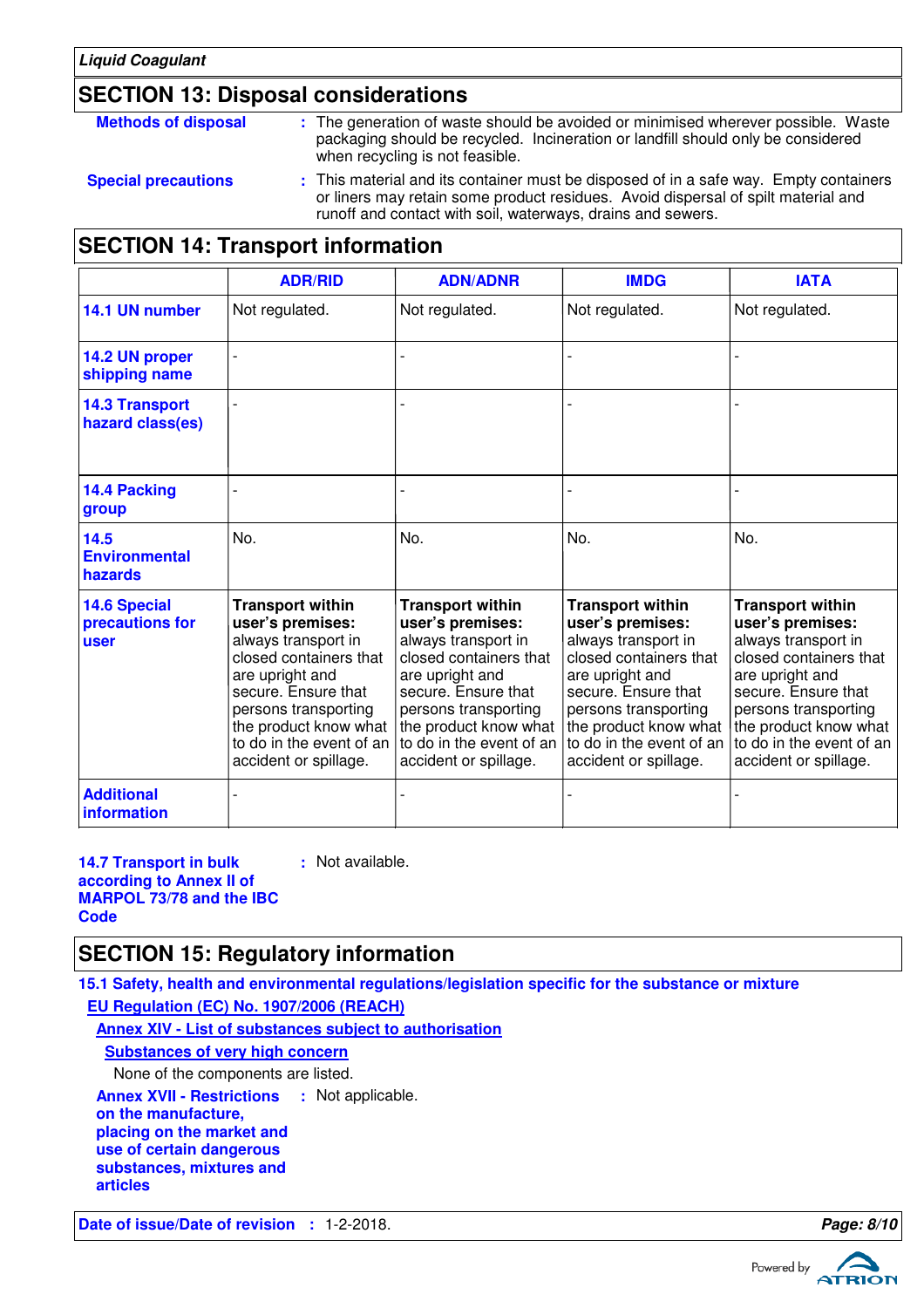## SECTION 13: Disposal considerations

**Methods of disposal** : The generation of waste should be avoided or minimised wherever possible. Waste packaging should be recycled. Incineration or landfill should only be considered when recycling is not feasible.

**Special precautions** : This material and its container must be disposed of in a safe way. Empty containers or liners may retain some product residues. Avoid dispersal of spilt material and runoff and contact with soil, waterways, drains and sewers.

## SECTION 14: Transport information

| | ADR/RID | ADN/ADNR | IMDG | IATA |
|---|---|---|---|---|
| **14.1 UN number** | Not regulated. | Not regulated. | Not regulated. | Not regulated. |
| **14.2 UN proper shipping name** | - | - | - | - |
| **14.3 Transport hazard class(es)** | - | - | - | - |
| **14.4 Packing group** | - | - | - | - |
| **14.5 Environmental hazards** | No. | No. | No. | No. |
| **14.6 Special precautions for user** | **Transport within user's premises:** always transport in closed containers that are upright and secure. Ensure that persons transporting the product know what to do in the event of an accident or spillage. | **Transport within user's premises:** always transport in closed containers that are upright and secure. Ensure that persons transporting the product know what to do in the event of an accident or spillage. | **Transport within user's premises:** always transport in closed containers that are upright and secure. Ensure that persons transporting the product know what to do in the event of an accident or spillage. | **Transport within user's premises:** always transport in closed containers that are upright and secure. Ensure that persons transporting the product know what to do in the event of an accident or spillage. |
| **Additional information** | - | - | - | - |

**14.7 Transport in bulk according to Annex II of MARPOL 73/78 and the IBC Code** : Not available.

## SECTION 15: Regulatory information

**15.1 Safety, health and environmental regulations/legislation specific for the substance or mixture**

**EU Regulation (EC) No. 1907/2006 (REACH)**

**Annex XIV - List of substances subject to authorisation**

**Substances of very high concern**

None of the components are listed.

**Annex XVII - Restrictions on the manufacture, placing on the market and use of certain dangerous substances, mixtures and articles** : Not applicable.

**Date of issue/Date of revision** : 1-2-2018.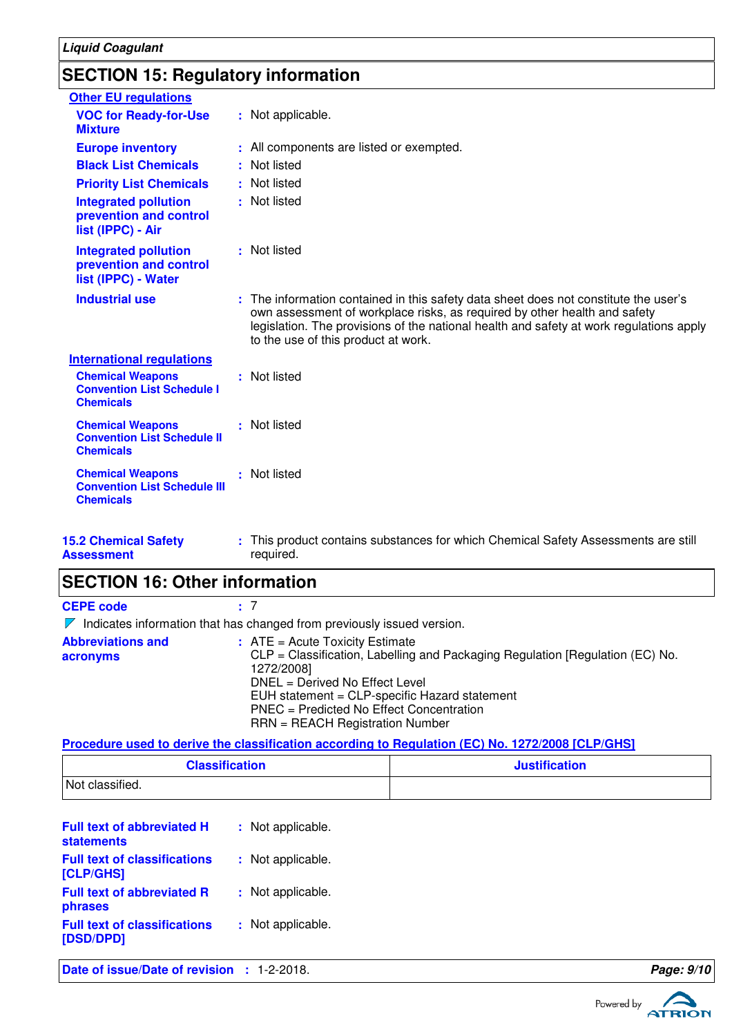## SECTION 15: Regulatory information

### Other EU regulations

**VOC for Ready-for-Use Mixture** : Not applicable.

**Europe inventory** : All components are listed or exempted.

**Black List Chemicals** : Not listed

**Priority List Chemicals** : Not listed

**Integrated pollution prevention and control list (IPPC) - Air** : Not listed

**Integrated pollution prevention and control list (IPPC) - Water** : Not listed

**Industrial use** : The information contained in this safety data sheet does not constitute the user's own assessment of workplace risks, as required by other health and safety legislation. The provisions of the national health and safety at work regulations apply to the use of this product at work.

### International regulations

**Chemical Weapons Convention List Schedule I Chemicals** : Not listed

**Chemical Weapons Convention List Schedule II Chemicals** : Not listed

**Chemical Weapons Convention List Schedule III Chemicals** : Not listed

**15.2 Chemical Safety Assessment** : This product contains substances for which Chemical Safety Assessments are still required.

## SECTION 16: Other information

**CEPE code** : 7

Indicates information that has changed from previously issued version.

**Abbreviations and acronyms** :
ATE = Acute Toxicity Estimate
CLP = Classification, Labelling and Packaging Regulation [Regulation (EC) No. 1272/2008]
DNEL = Derived No Effect Level
EUH statement = CLP-specific Hazard statement
PNEC = Predicted No Effect Concentration
RRN = REACH Registration Number

### Procedure used to derive the classification according to Regulation (EC) No. 1272/2008 [CLP/GHS]

| Classification | Justification |
| --- | --- |
| Not classified. | |

**Full text of abbreviated H statements** : Not applicable.

**Full text of classifications [CLP/GHS]** : Not applicable.

**Full text of abbreviated R phrases** : Not applicable.

**Full text of classifications [DSD/DPD]** : Not applicable.

**Date of issue/Date of revision** : 1-2-2018.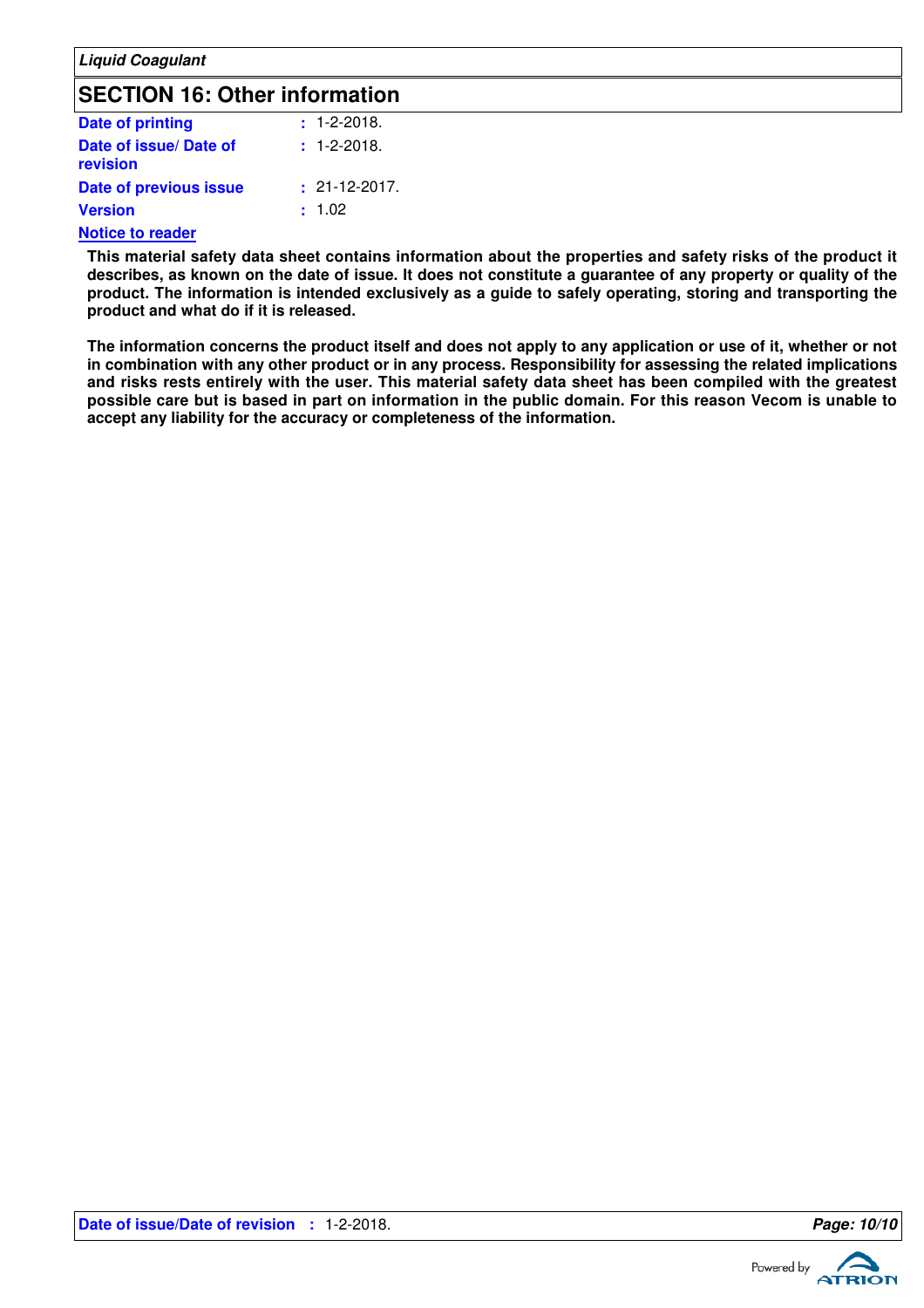## SECTION 16: Other information

| | | |
|---|---|---|
| **Date of printing** | : | 1-2-2018. |
| **Date of issue/ Date of revision** | : | 1-2-2018. |
| **Date of previous issue** | : | 21-12-2017. |
| **Version** | : | 1.02 |

**Notice to reader**

**This material safety data sheet contains information about the properties and safety risks of the product it describes, as known on the date of issue. It does not constitute a guarantee of any property or quality of the product. The information is intended exclusively as a guide to safely operating, storing and transporting the product and what do if it is released.**

**The information concerns the product itself and does not apply to any application or use of it, whether or not in combination with any other product or in any process. Responsibility for assessing the related implications and risks rests entirely with the user. This material safety data sheet has been compiled with the greatest possible care but is based in part on information in the public domain. For this reason Vecom is unable to accept any liability for the accuracy or completeness of the information.**